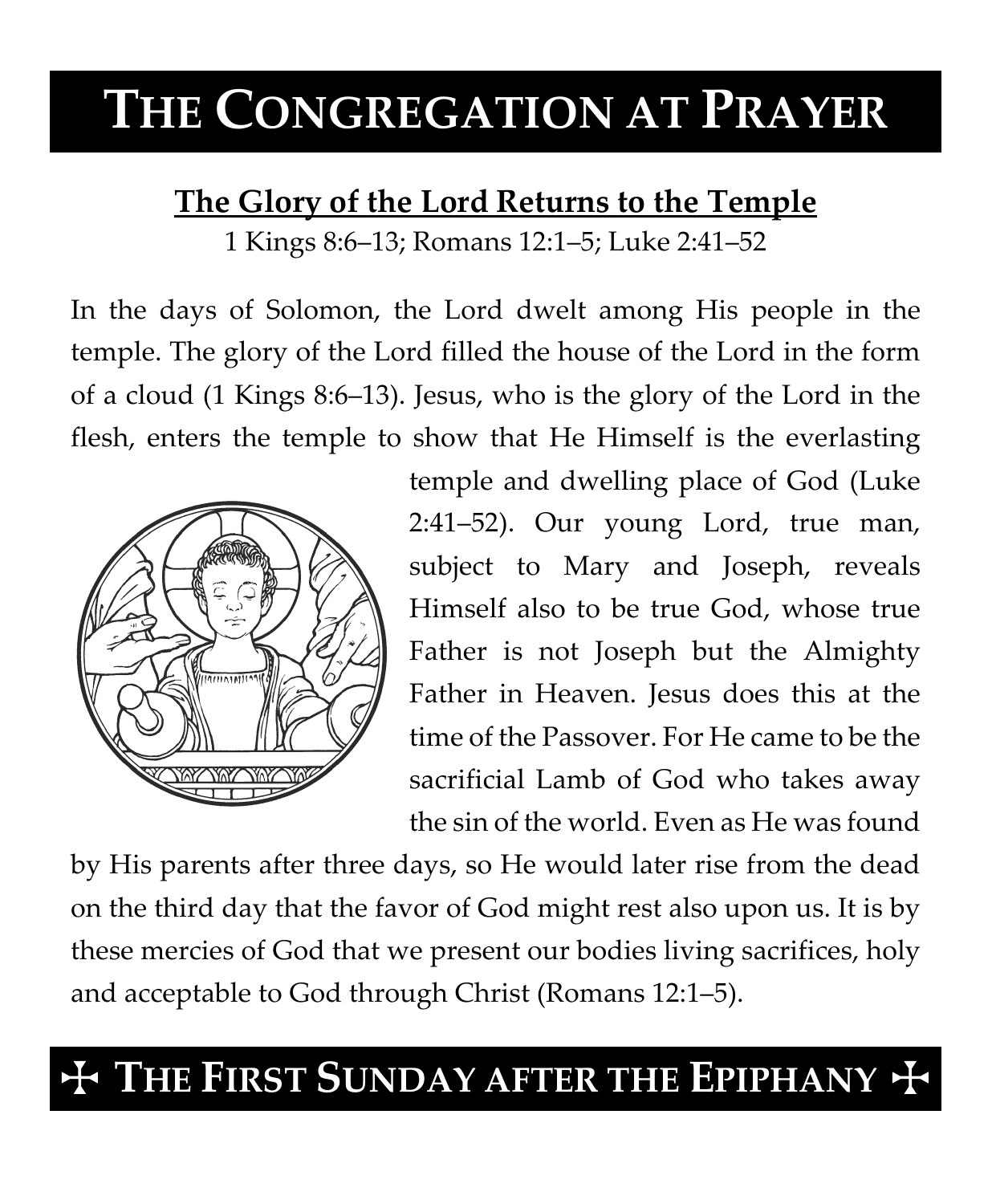# THE CONGREGATION AT PRAYER

## The Glory of the Lord Returns to the Temple

1 Kings 8:6–13; Romans 12:1–5; Luke 2:41–52

In the days of Solomon, the Lord dwelt among His people in the temple. The glory of the Lord filled the house of the Lord in the form of a cloud (1 Kings 8:6–13). Jesus, who is the glory of the Lord in the flesh, enters the temple to show that He Himself is the everlasting temple and dwelling place of God (Luke 2:41–52). Our young Lord, true man, subject to Mary and Joseph, reveals Himself also to be true God, whose true Father is not Joseph but the Almighty Father in Heaven. Jesus does this at the time of the Passover. For He came to be the sacrificial Lamb of God who takes away the sin of the world. Even as He was found by His parents after three days, so He would later rise from the dead on the third day that the favor of God might rest also upon us. It is by these mercies of God that we present our bodies living sacrifices, holy and acceptable to God through Christ (Romans 12:1–5).

## ✠ THE FIRST SUNDAY AFTER THE EPIPHANY ✠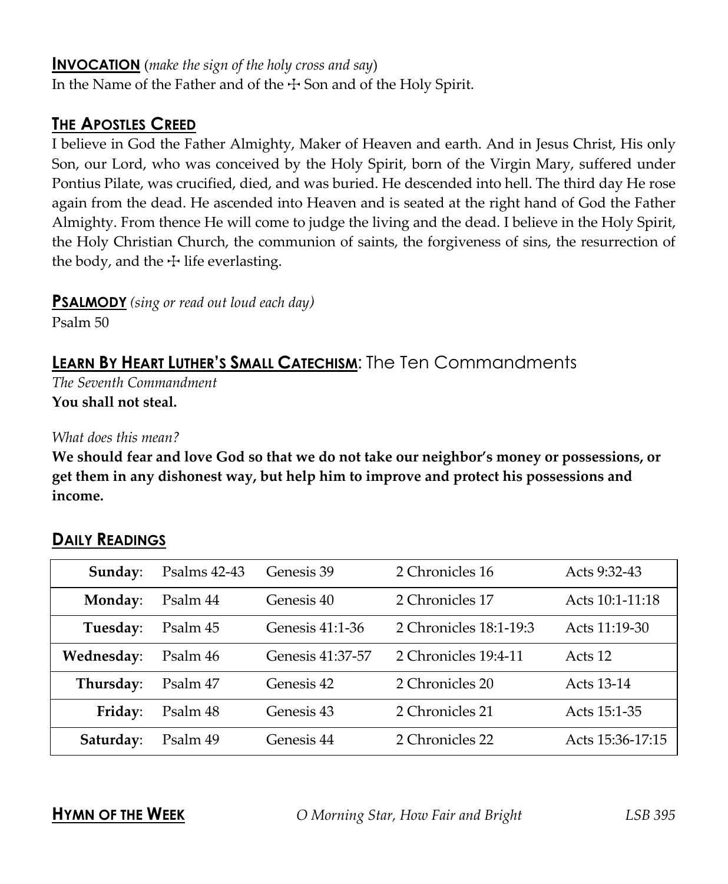## INVOCATION (*make the sign of the holy cross and say*)

In the Name of the Father and of the ☩ Son and of the Holy Spirit.

## THE APOSTLES CREED

I believe in God the Father Almighty, Maker of Heaven and earth. And in Jesus Christ, His only Son, our Lord, who was conceived by the Holy Spirit, born of the Virgin Mary, suffered under Pontius Pilate, was crucified, died, and was buried. He descended into hell. The third day He rose again from the dead. He ascended into Heaven and is seated at the right hand of God the Father Almighty. From thence He will come to judge the living and the dead. I believe in the Holy Spirit, the Holy Christian Church, the communion of saints, the forgiveness of sins, the resurrection of the body, and the ☩ life everlasting.

## PSALMODY *(sing or read out loud each day)*

Psalm 50

## LEARN BY HEART LUTHER'S SMALL CATECHISM: The Ten Commandments

*The Seventh Commandment*

**You shall not steal.**

*What does this mean?*

**We should fear and love God so that we do not take our neighbor's money or possessions, or get them in any dishonest way, but help him to improve and protect his possessions and income.**

## DAILY READINGS

| | | | | |
|---|---|---|---|---|
| **Sunday**: | Psalms 42-43 | Genesis 39 | 2 Chronicles 16 | Acts 9:32-43 |
| **Monday**: | Psalm 44 | Genesis 40 | 2 Chronicles 17 | Acts 10:1-11:18 |
| **Tuesday**: | Psalm 45 | Genesis 41:1-36 | 2 Chronicles 18:1-19:3 | Acts 11:19-30 |
| **Wednesday**: | Psalm 46 | Genesis 41:37-57 | 2 Chronicles 19:4-11 | Acts 12 |
| **Thursday**: | Psalm 47 | Genesis 42 | 2 Chronicles 20 | Acts 13-14 |
| **Friday**: | Psalm 48 | Genesis 43 | 2 Chronicles 21 | Acts 15:1-35 |
| **Saturday**: | Psalm 49 | Genesis 44 | 2 Chronicles 22 | Acts 15:36-17:15 |

## HYMN OF THE WEEK

*O Morning Star, How Fair and Bright* — *LSB 395*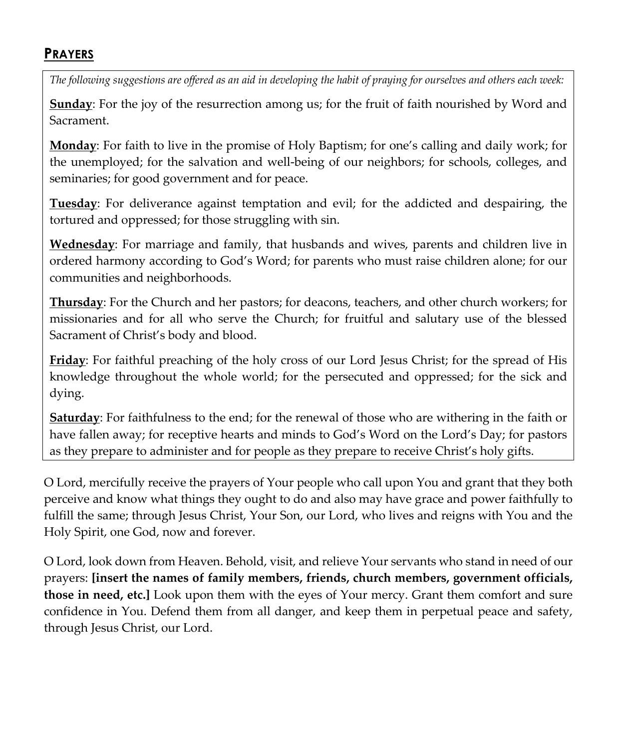## PRAYERS

*The following suggestions are offered as an aid in developing the habit of praying for ourselves and others each week:*

**Sunday**: For the joy of the resurrection among us; for the fruit of faith nourished by Word and Sacrament.

**Monday**: For faith to live in the promise of Holy Baptism; for one's calling and daily work; for the unemployed; for the salvation and well-being of our neighbors; for schools, colleges, and seminaries; for good government and for peace.

**Tuesday**: For deliverance against temptation and evil; for the addicted and despairing, the tortured and oppressed; for those struggling with sin.

**Wednesday**: For marriage and family, that husbands and wives, parents and children live in ordered harmony according to God's Word; for parents who must raise children alone; for our communities and neighborhoods.

**Thursday**: For the Church and her pastors; for deacons, teachers, and other church workers; for missionaries and for all who serve the Church; for fruitful and salutary use of the blessed Sacrament of Christ's body and blood.

**Friday**: For faithful preaching of the holy cross of our Lord Jesus Christ; for the spread of His knowledge throughout the whole world; for the persecuted and oppressed; for the sick and dying.

**Saturday**: For faithfulness to the end; for the renewal of those who are withering in the faith or have fallen away; for receptive hearts and minds to God's Word on the Lord's Day; for pastors as they prepare to administer and for people as they prepare to receive Christ's holy gifts.

O Lord, mercifully receive the prayers of Your people who call upon You and grant that they both perceive and know what things they ought to do and also may have grace and power faithfully to fulfill the same; through Jesus Christ, Your Son, our Lord, who lives and reigns with You and the Holy Spirit, one God, now and forever.

O Lord, look down from Heaven. Behold, visit, and relieve Your servants who stand in need of our prayers: **[insert the names of family members, friends, church members, government officials, those in need, etc.]** Look upon them with the eyes of Your mercy. Grant them comfort and sure confidence in You. Defend them from all danger, and keep them in perpetual peace and safety, through Jesus Christ, our Lord.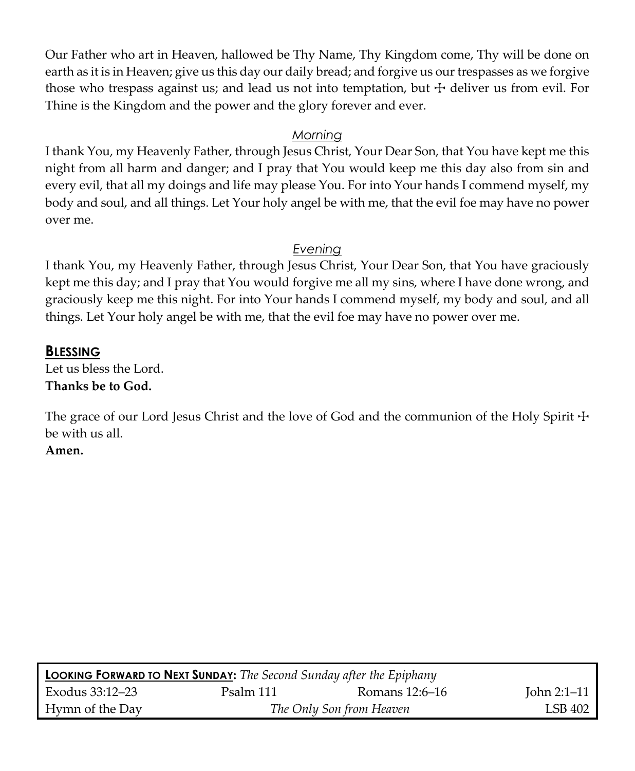Our Father who art in Heaven, hallowed be Thy Name, Thy Kingdom come, Thy will be done on earth as it is in Heaven; give us this day our daily bread; and forgive us our trespasses as we forgive those who trespass against us; and lead us not into temptation, but ☩ deliver us from evil. For Thine is the Kingdom and the power and the glory forever and ever.

*Morning*

I thank You, my Heavenly Father, through Jesus Christ, Your Dear Son, that You have kept me this night from all harm and danger; and I pray that You would keep me this day also from sin and every evil, that all my doings and life may please You. For into Your hands I commend myself, my body and soul, and all things. Let Your holy angel be with me, that the evil foe may have no power over me.

*Evening*

I thank You, my Heavenly Father, through Jesus Christ, Your Dear Son, that You have graciously kept me this day; and I pray that You would forgive me all my sins, where I have done wrong, and graciously keep me this night. For into Your hands I commend myself, my body and soul, and all things. Let Your holy angel be with me, that the evil foe may have no power over me.

## Blessing

Let us bless the Lord.
**Thanks be to God.**

The grace of our Lord Jesus Christ and the love of God and the communion of the Holy Spirit ☩ be with us all.
**Amen.**

| **Looking Forward to Next Sunday:** *The Second Sunday after the Epiphany* | | | |
|---|---|---|---|
| Exodus 33:12–23 | Psalm 111 | Romans 12:6–16 | John 2:1–11 |
| Hymn of the Day | *The Only Son from Heaven* | | LSB 402 |